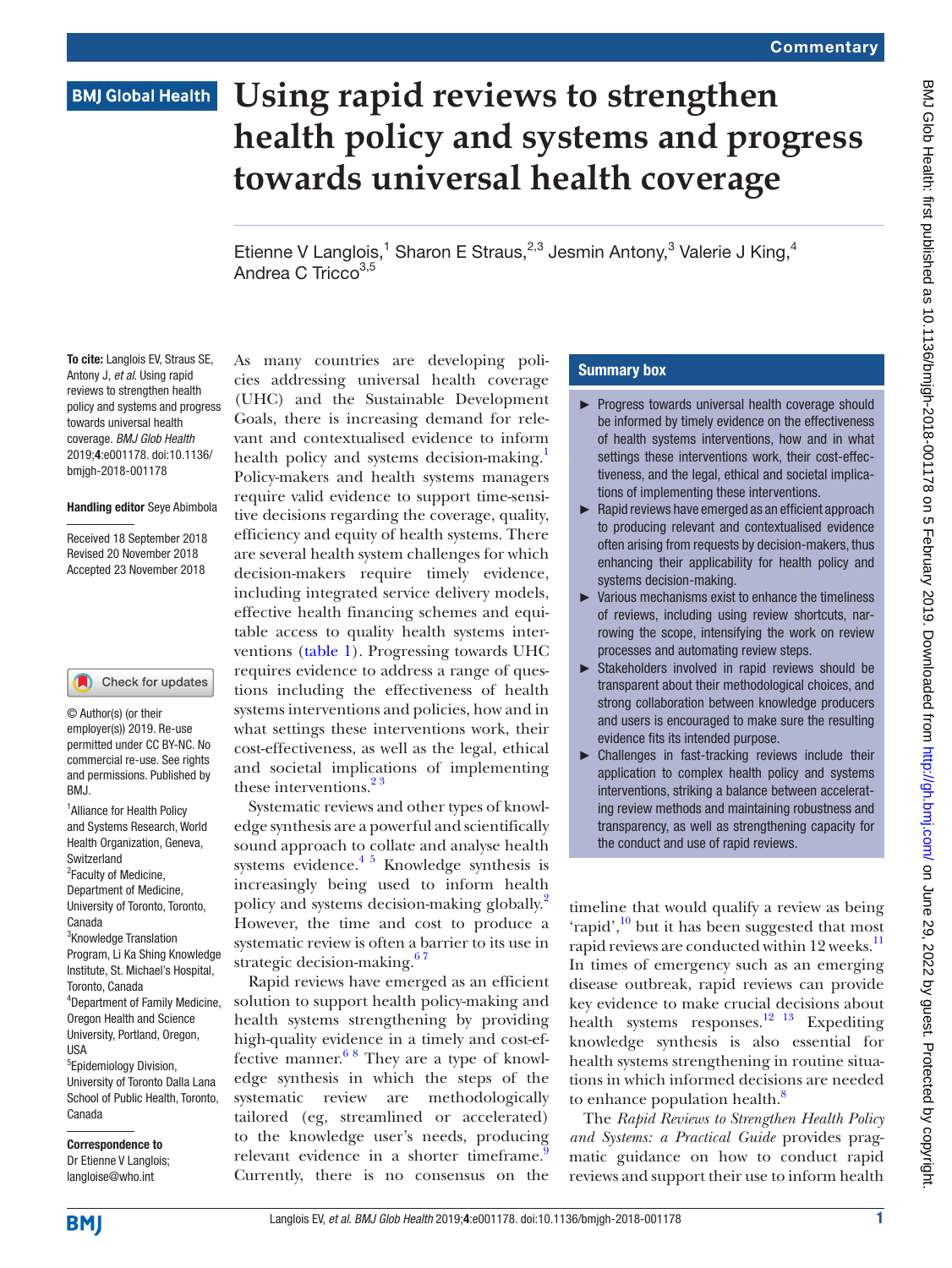Commentary

# Using rapid reviews to strengthen health policy and systems and progress towards universal health coverage

Etienne V Langlois,[1] Sharon E Straus,[2,3] Jesmin Antony,[3] Valerie J King,[4] Andrea C Tricco[3,5]

**To cite:** Langlois EV, Straus SE, Antony J, *et al*. Using rapid reviews to strengthen health policy and systems and progress towards universal health coverage. *BMJ Glob Health* 2019;**4**:e001178. doi:10.1136/bmjgh-2018-001178

**Handling editor** Seye Abimbola

Received 18 September 2018
Revised 20 November 2018
Accepted 23 November 2018

© Author(s) (or their employer(s)) 2019. Re-use permitted under CC BY-NC. No commercial re-use. See rights and permissions. Published by BMJ.

[1]Alliance for Health Policy and Systems Research, World Health Organization, Geneva, Switzerland
[2]Faculty of Medicine, Department of Medicine, University of Toronto, Toronto, Canada
[3]Knowledge Translation Program, Li Ka Shing Knowledge Institute, St. Michael's Hospital, Toronto, Canada
[4]Department of Family Medicine, Oregon Health and Science University, Portland, Oregon, USA
[5]Epidemiology Division, University of Toronto Dalla Lana School of Public Health, Toronto, Canada

**Correspondence to**
Dr Etienne V Langlois;
langloise@who.int

As many countries are developing policies addressing universal health coverage (UHC) and the Sustainable Development Goals, there is increasing demand for relevant and contextualised evidence to inform health policy and systems decision-making.[1] Policy-makers and health systems managers require valid evidence to support time-sensitive decisions regarding the coverage, quality, efficiency and equity of health systems. There are several health system challenges for which decision-makers require timely evidence, including integrated service delivery models, effective health financing schemes and equitable access to quality health systems interventions (table 1). Progressing towards UHC requires evidence to address a range of questions including the effectiveness of health systems interventions and policies, how and in what settings these interventions work, their cost-effectiveness, as well as the legal, ethical and societal implications of implementing these interventions.[2,3]

Systematic reviews and other types of knowledge synthesis are a powerful and scientifically sound approach to collate and analyse health systems evidence.[4,5] Knowledge synthesis is increasingly being used to inform health policy and systems decision-making globally.[2] However, the time and cost to produce a systematic review is often a barrier to its use in strategic decision-making.[6,7]

Rapid reviews have emerged as an efficient solution to support health policy-making and health systems strengthening by providing high-quality evidence in a timely and cost-effective manner.[6,8] They are a type of knowledge synthesis in which the steps of the systematic review are methodologically tailored (eg, streamlined or accelerated) to the knowledge user's needs, producing relevant evidence in a shorter timeframe.[9] Currently, there is no consensus on the timeline that would qualify a review as being 'rapid',[10] but it has been suggested that most rapid reviews are conducted within 12 weeks.[11] In times of emergency such as an emerging disease outbreak, rapid reviews can provide key evidence to make crucial decisions about health systems responses.[12,13] Expediting knowledge synthesis is also essential for health systems strengthening in routine situations in which informed decisions are needed to enhance population health.[8]

The *Rapid Reviews to Strengthen Health Policy and Systems: a Practical Guide* provides pragmatic guidance on how to conduct rapid reviews and support their use to inform health

## Summary box

- Progress towards universal health coverage should be informed by timely evidence on the effectiveness of health systems interventions, how and in what settings these interventions work, their cost-effectiveness, and the legal, ethical and societal implications of implementing these interventions.
- Rapid reviews have emerged as an efficient approach to producing relevant and contextualised evidence often arising from requests by decision-makers, thus enhancing their applicability for health policy and systems decision-making.
- Various mechanisms exist to enhance the timeliness of reviews, including using review shortcuts, narrowing the scope, intensifying the work on review processes and automating review steps.
- Stakeholders involved in rapid reviews should be transparent about their methodological choices, and strong collaboration between knowledge producers and users is encouraged to make sure the resulting evidence fits its intended purpose.
- Challenges in fast-tracking reviews include their application to complex health policy and systems interventions, striking a balance between accelerating review methods and maintaining robustness and transparency, as well as strengthening capacity for the conduct and use of rapid reviews.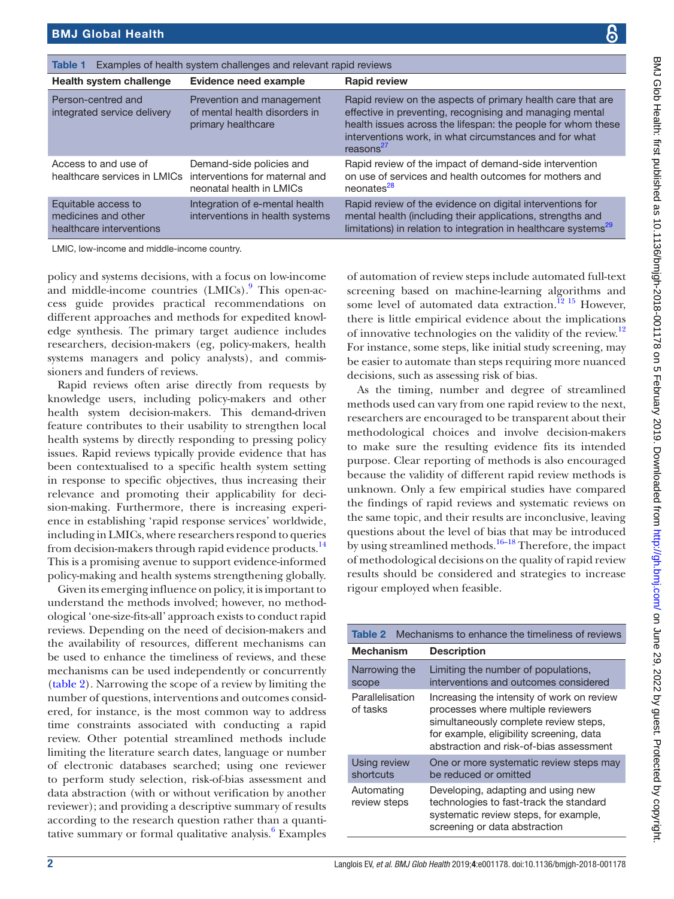Table 1 Examples of health system challenges and relevant rapid reviews

| Health system challenge | Evidence need example | Rapid review |
|---|---|---|
| Person-centred and integrated service delivery | Prevention and management of mental health disorders in primary healthcare | Rapid review on the aspects of primary health care that are effective in preventing, recognising and managing mental health issues across the lifespan: the people for whom these interventions work, in what circumstances and for what reasons[27] |
| Access to and use of healthcare services in LMICs | Demand-side policies and interventions for maternal and neonatal health in LMICs | Rapid review of the impact of demand-side intervention on use of services and health outcomes for mothers and neonates[28] |
| Equitable access to medicines and other healthcare interventions | Integration of e-mental health interventions in health systems | Rapid review of the evidence on digital interventions for mental health (including their applications, strengths and limitations) in relation to integration in healthcare systems[29] |

LMIC, low-income and middle-income country.

policy and systems decisions, with a focus on low-income and middle-income countries (LMICs).[9] This open-access guide provides practical recommendations on different approaches and methods for expedited knowledge synthesis. The primary target audience includes researchers, decision-makers (eg, policy-makers, health systems managers and policy analysts), and commissioners and funders of reviews.

Rapid reviews often arise directly from requests by knowledge users, including policy-makers and other health system decision-makers. This demand-driven feature contributes to their usability to strengthen local health systems by directly responding to pressing policy issues. Rapid reviews typically provide evidence that has been contextualised to a specific health system setting in response to specific objectives, thus increasing their relevance and promoting their applicability for decision-making. Furthermore, there is increasing experience in establishing 'rapid response services' worldwide, including in LMICs, where researchers respond to queries from decision-makers through rapid evidence products.[14] This is a promising avenue to support evidence-informed policy-making and health systems strengthening globally.

Given its emerging influence on policy, it is important to understand the methods involved; however, no methodological 'one-size-fits-all' approach exists to conduct rapid reviews. Depending on the need of decision-makers and the availability of resources, different mechanisms can be used to enhance the timeliness of reviews, and these mechanisms can be used independently or concurrently (table 2). Narrowing the scope of a review by limiting the number of questions, interventions and outcomes considered, for instance, is the most common way to address time constraints associated with conducting a rapid review. Other potential streamlined methods include limiting the literature search dates, language or number of electronic databases searched; using one reviewer to perform study selection, risk-of-bias assessment and data abstraction (with or without verification by another reviewer); and providing a descriptive summary of results according to the research question rather than a quantitative summary or formal qualitative analysis.[6] Examples of automation of review steps include automated full-text screening based on machine-learning algorithms and some level of automated data extraction.[12 15] However, there is little empirical evidence about the implications of innovative technologies on the validity of the review.[12] For instance, some steps, like initial study screening, may be easier to automate than steps requiring more nuanced decisions, such as assessing risk of bias.

As the timing, number and degree of streamlined methods used can vary from one rapid review to the next, researchers are encouraged to be transparent about their methodological choices and involve decision-makers to make sure the resulting evidence fits its intended purpose. Clear reporting of methods is also encouraged because the validity of different rapid review methods is unknown. Only a few empirical studies have compared the findings of rapid reviews and systematic reviews on the same topic, and their results are inconclusive, leaving questions about the level of bias that may be introduced by using streamlined methods.[16–18] Therefore, the impact of methodological decisions on the quality of rapid review results should be considered and strategies to increase rigour employed when feasible.

Table 2 Mechanisms to enhance the timeliness of reviews

| Mechanism | Description |
|---|---|
| Narrowing the scope | Limiting the number of populations, interventions and outcomes considered |
| Parallelisation of tasks | Increasing the intensity of work on review processes where multiple reviewers simultaneously complete review steps, for example, eligibility screening, data abstraction and risk-of-bias assessment |
| Using review shortcuts | One or more systematic review steps may be reduced or omitted |
| Automating review steps | Developing, adapting and using new technologies to fast-track the standard systematic review steps, for example, screening or data abstraction |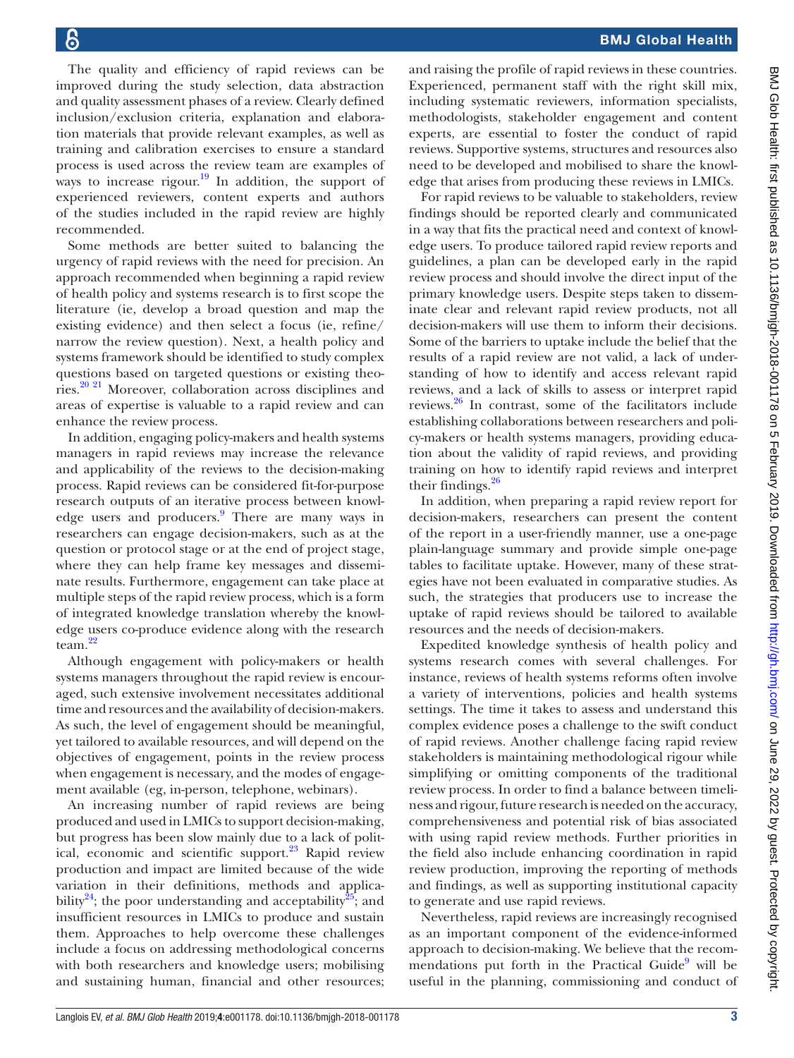The quality and efficiency of rapid reviews can be improved during the study selection, data abstraction and quality assessment phases of a review. Clearly defined inclusion/exclusion criteria, explanation and elaboration materials that provide relevant examples, as well as training and calibration exercises to ensure a standard process is used across the review team are examples of ways to increase rigour.[19] In addition, the support of experienced reviewers, content experts and authors of the studies included in the rapid review are highly recommended.

Some methods are better suited to balancing the urgency of rapid reviews with the need for precision. An approach recommended when beginning a rapid review of health policy and systems research is to first scope the literature (ie, develop a broad question and map the existing evidence) and then select a focus (ie, refine/narrow the review question). Next, a health policy and systems framework should be identified to study complex questions based on targeted questions or existing theories.[20 21] Moreover, collaboration across disciplines and areas of expertise is valuable to a rapid review and can enhance the review process.

In addition, engaging policy-makers and health systems managers in rapid reviews may increase the relevance and applicability of the reviews to the decision-making process. Rapid reviews can be considered fit-for-purpose research outputs of an iterative process between knowledge users and producers.[9] There are many ways in researchers can engage decision-makers, such as at the question or protocol stage or at the end of project stage, where they can help frame key messages and disseminate results. Furthermore, engagement can take place at multiple steps of the rapid review process, which is a form of integrated knowledge translation whereby the knowledge users co-produce evidence along with the research team.[22]

Although engagement with policy-makers or health systems managers throughout the rapid review is encouraged, such extensive involvement necessitates additional time and resources and the availability of decision-makers. As such, the level of engagement should be meaningful, yet tailored to available resources, and will depend on the objectives of engagement, points in the review process when engagement is necessary, and the modes of engagement available (eg, in-person, telephone, webinars).

An increasing number of rapid reviews are being produced and used in LMICs to support decision-making, but progress has been slow mainly due to a lack of political, economic and scientific support.[23] Rapid review production and impact are limited because of the wide variation in their definitions, methods and applicability[24]; the poor understanding and acceptability[25]; and insufficient resources in LMICs to produce and sustain them. Approaches to help overcome these challenges include a focus on addressing methodological concerns with both researchers and knowledge users; mobilising and sustaining human, financial and other resources; and raising the profile of rapid reviews in these countries. Experienced, permanent staff with the right skill mix, including systematic reviewers, information specialists, methodologists, stakeholder engagement and content experts, are essential to foster the conduct of rapid reviews. Supportive systems, structures and resources also need to be developed and mobilised to share the knowledge that arises from producing these reviews in LMICs.

For rapid reviews to be valuable to stakeholders, review findings should be reported clearly and communicated in a way that fits the practical need and context of knowledge users. To produce tailored rapid review reports and guidelines, a plan can be developed early in the rapid review process and should involve the direct input of the primary knowledge users. Despite steps taken to disseminate clear and relevant rapid review products, not all decision-makers will use them to inform their decisions. Some of the barriers to uptake include the belief that the results of a rapid review are not valid, a lack of understanding of how to identify and access relevant rapid reviews, and a lack of skills to assess or interpret rapid reviews.[26] In contrast, some of the facilitators include establishing collaborations between researchers and policy-makers or health systems managers, providing education about the validity of rapid reviews, and providing training on how to identify rapid reviews and interpret their findings.[26]

In addition, when preparing a rapid review report for decision-makers, researchers can present the content of the report in a user-friendly manner, use a one-page plain-language summary and provide simple one-page tables to facilitate uptake. However, many of these strategies have not been evaluated in comparative studies. As such, the strategies that producers use to increase the uptake of rapid reviews should be tailored to available resources and the needs of decision-makers.

Expedited knowledge synthesis of health policy and systems research comes with several challenges. For instance, reviews of health systems reforms often involve a variety of interventions, policies and health systems settings. The time it takes to assess and understand this complex evidence poses a challenge to the swift conduct of rapid reviews. Another challenge facing rapid review stakeholders is maintaining methodological rigour while simplifying or omitting components of the traditional review process. In order to find a balance between timeliness and rigour, future research is needed on the accuracy, comprehensiveness and potential risk of bias associated with using rapid review methods. Further priorities in the field also include enhancing coordination in rapid review production, improving the reporting of methods and findings, as well as supporting institutional capacity to generate and use rapid reviews.

Nevertheless, rapid reviews are increasingly recognised as an important component of the evidence-informed approach to decision-making. We believe that the recommendations put forth in the Practical Guide[9] will be useful in the planning, commissioning and conduct of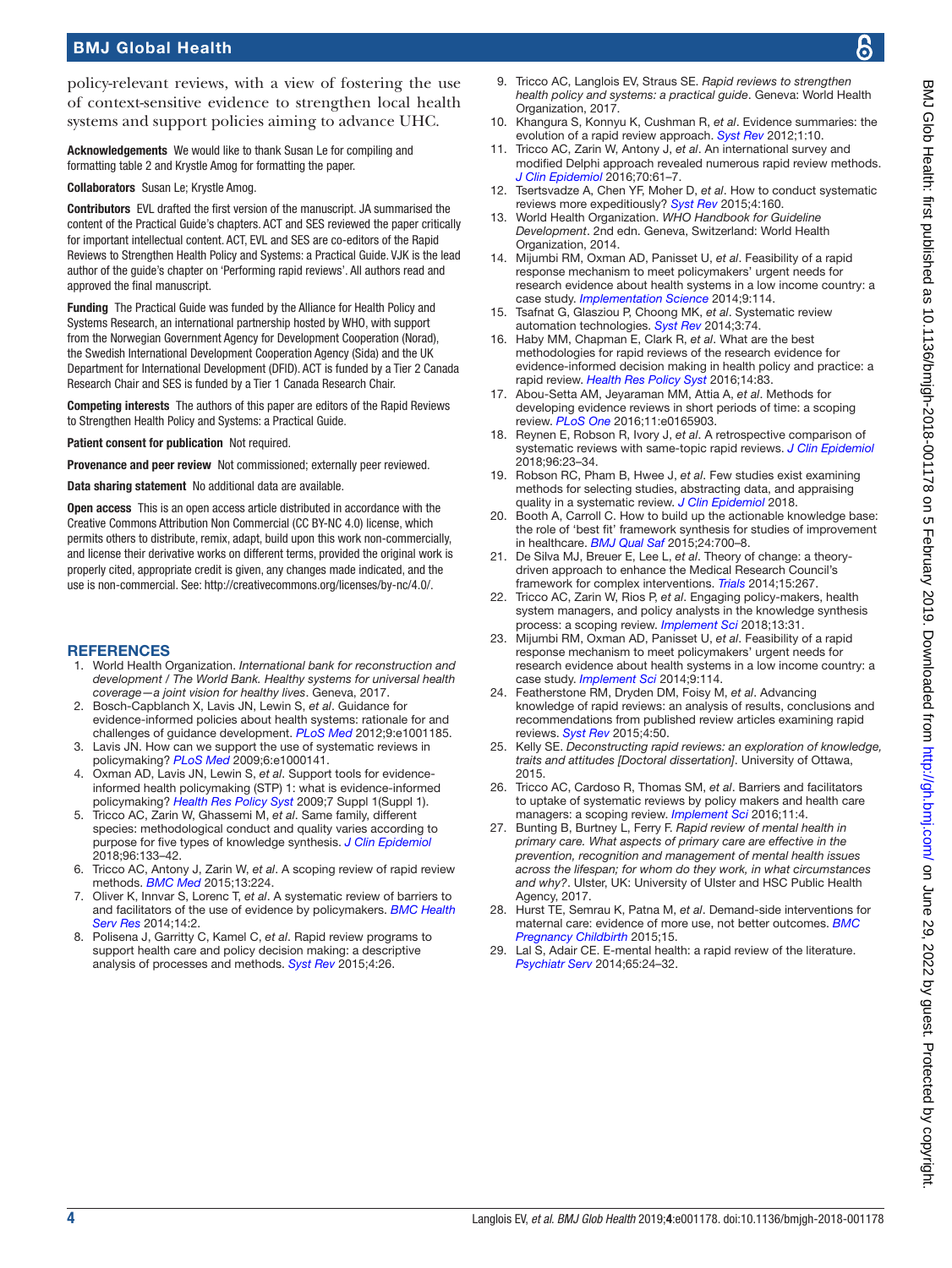policy-relevant reviews, with a view of fostering the use of context-sensitive evidence to strengthen local health systems and support policies aiming to advance UHC.

**Acknowledgements** We would like to thank Susan Le for compiling and formatting table 2 and Krystle Amog for formatting the paper.

**Collaborators** Susan Le; Krystle Amog.

**Contributors** EVL drafted the first version of the manuscript. JA summarised the content of the Practical Guide's chapters. ACT and SES reviewed the paper critically for important intellectual content. ACT, EVL and SES are co-editors of the Rapid Reviews to Strengthen Health Policy and Systems: a Practical Guide. VJK is the lead author of the guide's chapter on 'Performing rapid reviews'. All authors read and approved the final manuscript.

**Funding** The Practical Guide was funded by the Alliance for Health Policy and Systems Research, an international partnership hosted by WHO, with support from the Norwegian Government Agency for Development Cooperation (Norad), the Swedish International Development Cooperation Agency (Sida) and the UK Department for International Development (DFID). ACT is funded by a Tier 2 Canada Research Chair and SES is funded by a Tier 1 Canada Research Chair.

**Competing interests** The authors of this paper are editors of the Rapid Reviews to Strengthen Health Policy and Systems: a Practical Guide.

**Patient consent for publication** Not required.

**Provenance and peer review** Not commissioned; externally peer reviewed.

**Data sharing statement** No additional data are available.

**Open access** This is an open access article distributed in accordance with the Creative Commons Attribution Non Commercial (CC BY-NC 4.0) license, which permits others to distribute, remix, adapt, build upon this work non-commercially, and license their derivative works on different terms, provided the original work is properly cited, appropriate credit is given, any changes made indicated, and the use is non-commercial. See: http://creativecommons.org/licenses/by-nc/4.0/.

## REFERENCES

1. World Health Organization. *International bank for reconstruction and development / The World Bank. Healthy systems for universal health coverage—a joint vision for healthy lives*. Geneva, 2017.
2. Bosch-Capblanch X, Lavis JN, Lewin S, *et al*. Guidance for evidence-informed policies about health systems: rationale for and challenges of guidance development. *PLoS Med* 2012;9:e1001185.
3. Lavis JN. How can we support the use of systematic reviews in policymaking? *PLoS Med* 2009;6:e1000141.
4. Oxman AD, Lavis JN, Lewin S, *et al*. Support tools for evidence-informed health policymaking (STP) 1: what is evidence-informed policymaking? *Health Res Policy Syst* 2009;7 Suppl 1(Suppl 1).
5. Tricco AC, Zarin W, Ghassemi M, *et al*. Same family, different species: methodological conduct and quality varies according to purpose for five types of knowledge synthesis. *J Clin Epidemiol* 2018;96:133–42.
6. Tricco AC, Antony J, Zarin W, *et al*. A scoping review of rapid review methods. *BMC Med* 2015;13:224.
7. Oliver K, Innvar S, Lorenc T, *et al*. A systematic review of barriers to and facilitators of the use of evidence by policymakers. *BMC Health Serv Res* 2014;14:2.
8. Polisena J, Garritty C, Kamel C, *et al*. Rapid review programs to support health care and policy decision making: a descriptive analysis of processes and methods. *Syst Rev* 2015;4:26.
9. Tricco AC, Langlois EV, Straus SE. *Rapid reviews to strengthen health policy and systems: a practical guide*. Geneva: World Health Organization, 2017.
10. Khangura S, Konnyu K, Cushman R, *et al*. Evidence summaries: the evolution of a rapid review approach. *Syst Rev* 2012;1:10.
11. Tricco AC, Zarin W, Antony J, *et al*. An international survey and modified Delphi approach revealed numerous rapid review methods. *J Clin Epidemiol* 2016;70:61–7.
12. Tsertsvadze A, Chen YF, Moher D, *et al*. How to conduct systematic reviews more expeditiously? *Syst Rev* 2015;4:160.
13. World Health Organization. *WHO Handbook for Guideline Development*. 2nd edn. Geneva, Switzerland: World Health Organization, 2014.
14. Mijumbi RM, Oxman AD, Panisset U, *et al*. Feasibility of a rapid response mechanism to meet policymakers' urgent needs for research evidence about health systems in a low income country: a case study. *Implementation Science* 2014;9:114.
15. Tsafnat G, Glasziou P, Choong MK, *et al*. Systematic review automation technologies. *Syst Rev* 2014;3:74.
16. Haby MM, Chapman E, Clark R, *et al*. What are the best methodologies for rapid reviews of the research evidence for evidence-informed decision making in health policy and practice: a rapid review. *Health Res Policy Syst* 2016;14:83.
17. Abou-Setta AM, Jeyaraman MM, Attia A, *et al*. Methods for developing evidence reviews in short periods of time: a scoping review. *PLoS One* 2016;11:e0165903.
18. Reynen E, Robson R, Ivory J, *et al*. A retrospective comparison of systematic reviews with same-topic rapid reviews. *J Clin Epidemiol* 2018;96:23–34.
19. Robson RC, Pham B, Hwee J, *et al*. Few studies exist examining methods for selecting studies, abstracting data, and appraising quality in a systematic review. *J Clin Epidemiol* 2018.
20. Booth A, Carroll C. How to build up the actionable knowledge base: the role of 'best fit' framework synthesis for studies of improvement in healthcare. *BMJ Qual Saf* 2015;24:700–8.
21. De Silva MJ, Breuer E, Lee L, *et al*. Theory of change: a theory-driven approach to enhance the Medical Research Council's framework for complex interventions. *Trials* 2014;15:267.
22. Tricco AC, Zarin W, Rios P, *et al*. Engaging policy-makers, health system managers, and policy analysts in the knowledge synthesis process: a scoping review. *Implement Sci* 2018;13:31.
23. Mijumbi RM, Oxman AD, Panisset U, *et al*. Feasibility of a rapid response mechanism to meet policymakers' urgent needs for research evidence about health systems in a low income country: a case study. *Implement Sci* 2014;9:114.
24. Featherstone RM, Dryden DM, Foisy M, *et al*. Advancing knowledge of rapid reviews: an analysis of results, conclusions and recommendations from published review articles examining rapid reviews. *Syst Rev* 2015;4:50.
25. Kelly SE. *Deconstructing rapid reviews: an exploration of knowledge, traits and attitudes [Doctoral dissertation]*. University of Ottawa, 2015.
26. Tricco AC, Cardoso R, Thomas SM, *et al*. Barriers and facilitators to uptake of systematic reviews by policy makers and health care managers: a scoping review. *Implement Sci* 2016;11:4.
27. Bunting B, Burtney L, Ferry F. *Rapid review of mental health in primary care. What aspects of primary care are effective in the prevention, recognition and management of mental health issues across the lifespan; for whom do they work, in what circumstances and why?*. Ulster, UK: University of Ulster and HSC Public Health Agency, 2017.
28. Hurst TE, Semrau K, Patna M, *et al*. Demand-side interventions for maternal care: evidence of more use, not better outcomes. *BMC Pregnancy Childbirth* 2015;15.
29. Lal S, Adair CE. E-mental health: a rapid review of the literature. *Psychiatr Serv* 2014;65:24–32.